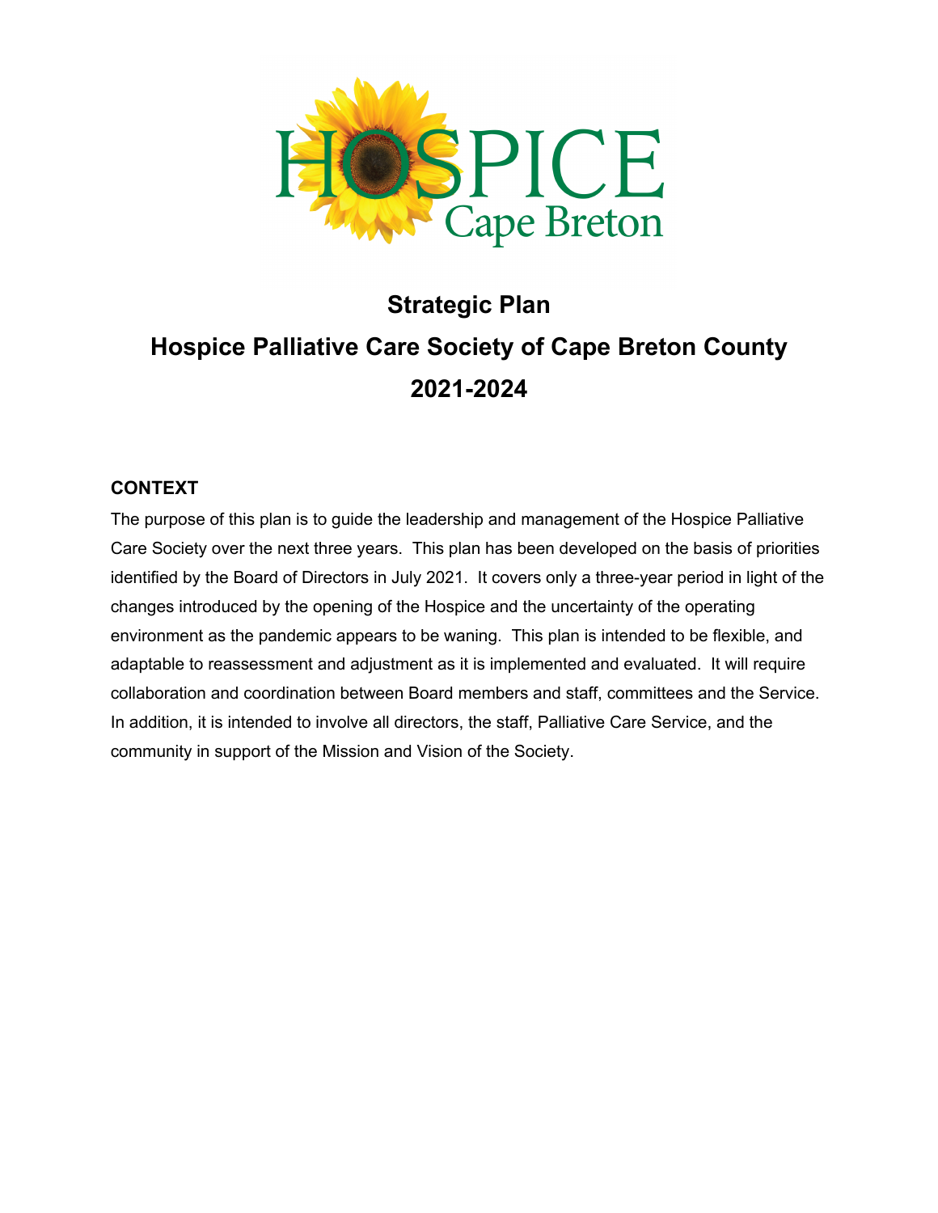# Strategic Plan

# Hospice Palliative Care Society of Cape Breton County

# 2021-2024

## CONTEXT

The purpose of this plan is to guide the leadership and management of the Hospice Palliative Care Society over the next three years. This plan has been developed on the basis of priorities identified by the Board of Directors in July 2021. It covers only a three-year period in light of the changes introduced by the opening of the Hospice and the uncertainty of the operating environment as the pandemic appears to be waning. This plan is intended to be flexible, and adaptable to reassessment and adjustment as it is implemented and evaluated. It will require collaboration and coordination between Board members and staff, committees and the Service. In addition, it is intended to involve all directors, the staff, Palliative Care Service, and the community in support of the Mission and Vision of the Society.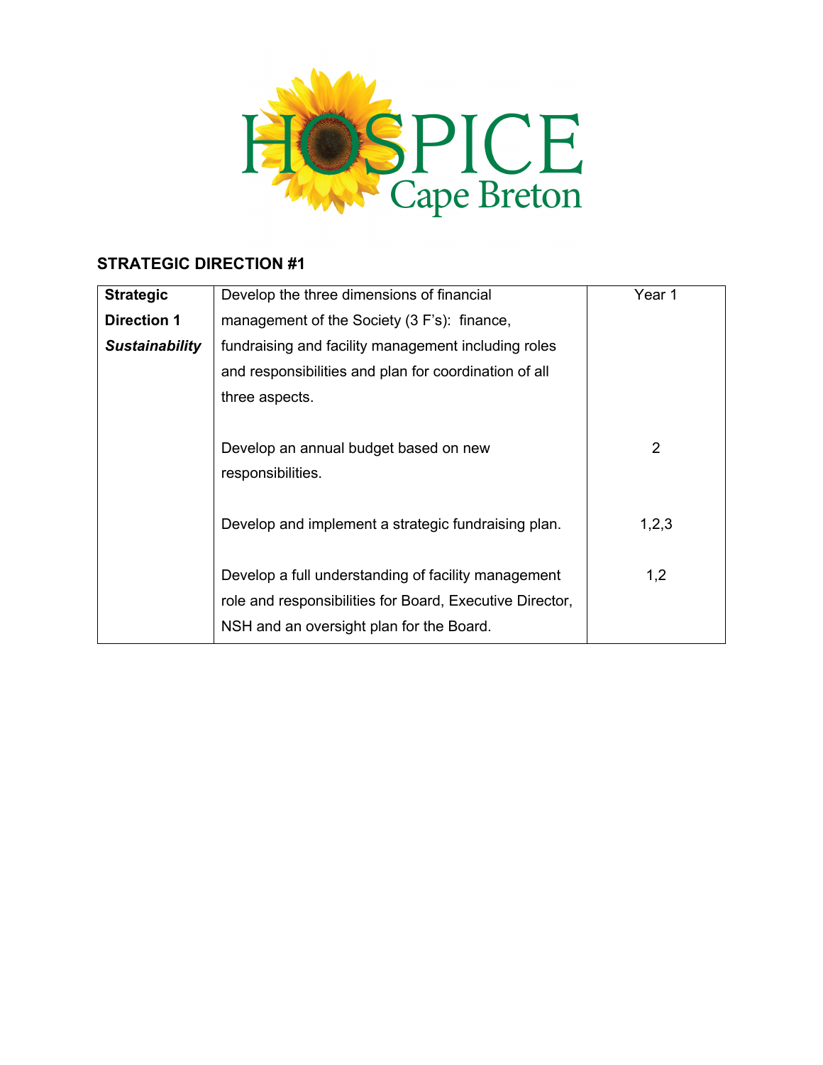## STRATEGIC DIRECTION #1

| **Strategic Direction 1** ***Sustainability*** | Develop the three dimensions of financial management of the Society (3 F's): finance, fundraising and facility management including roles and responsibilities and plan for coordination of all three aspects. | Year 1 |
|---|---|---|
| | Develop an annual budget based on new responsibilities. | 2 |
| | Develop and implement a strategic fundraising plan. | 1,2,3 |
| | Develop a full understanding of facility management role and responsibilities for Board, Executive Director, NSH and an oversight plan for the Board. | 1,2 |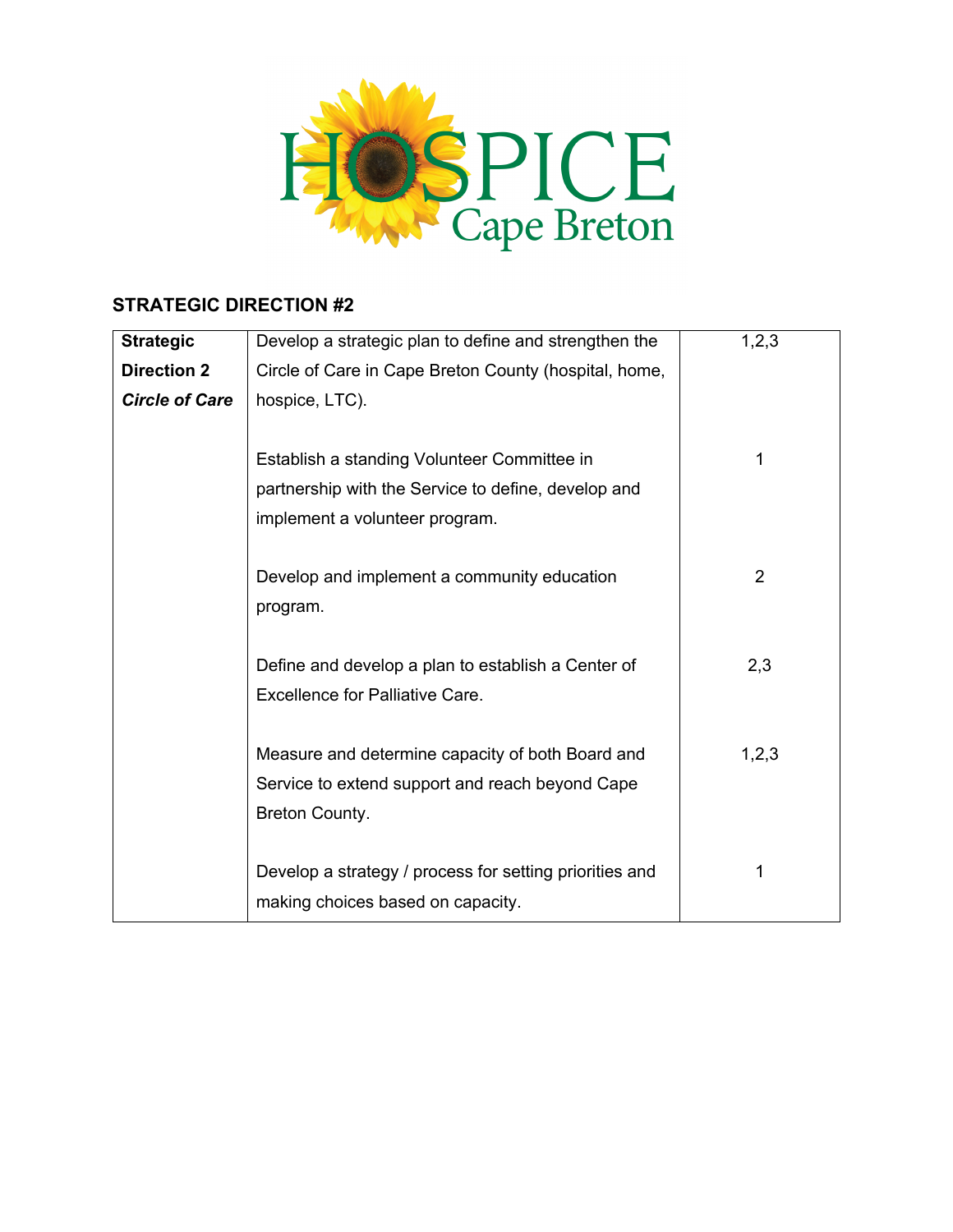## STRATEGIC DIRECTION #2

| **Strategic Direction 2** ***Circle of Care*** | Develop a strategic plan to define and strengthen the Circle of Care in Cape Breton County (hospital, home, hospice, LTC). | 1,2,3 |
|---|---|---|
| | Establish a standing Volunteer Committee in partnership with the Service to define, develop and implement a volunteer program. | 1 |
| | Develop and implement a community education program. | 2 |
| | Define and develop a plan to establish a Center of Excellence for Palliative Care. | 2,3 |
| | Measure and determine capacity of both Board and Service to extend support and reach beyond Cape Breton County. | 1,2,3 |
| | Develop a strategy / process for setting priorities and making choices based on capacity. | 1 |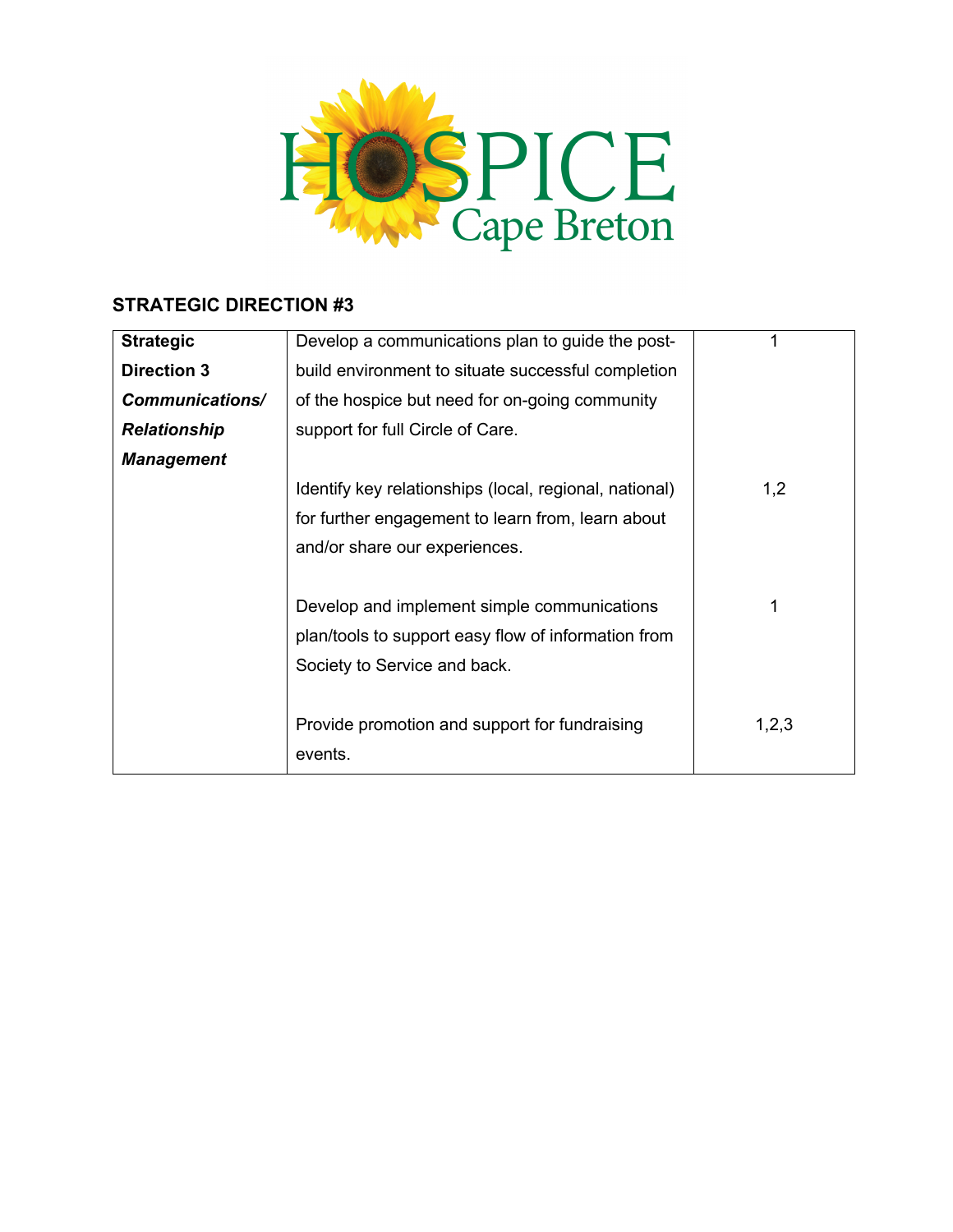HOSPICE Cape Breton

## STRATEGIC DIRECTION #3

| | | |
|---|---|---|
| **Strategic Direction 3** ***Communications/ Relationship Management*** | Develop a communications plan to guide the post-build environment to situate successful completion of the hospice but need for on-going community support for full Circle of Care. | 1 |
| | Identify key relationships (local, regional, national) for further engagement to learn from, learn about and/or share our experiences. | 1,2 |
| | Develop and implement simple communications plan/tools to support easy flow of information from Society to Service and back. | 1 |
| | Provide promotion and support for fundraising events. | 1,2,3 |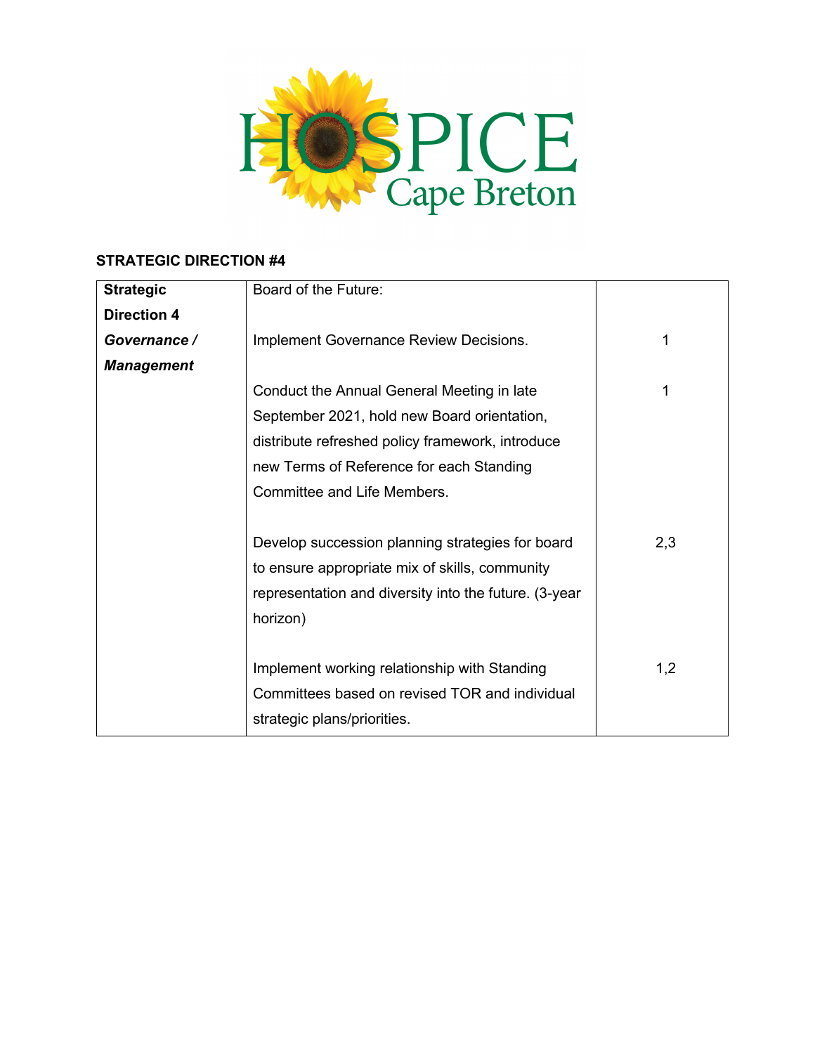HOSPICE Cape Breton

**STRATEGIC DIRECTION #4**

| **Strategic Direction 4** ***Governance / Management*** | Board of the Future: | |
|---|---|---|
| | Implement Governance Review Decisions. | 1 |
| | Conduct the Annual General Meeting in late September 2021, hold new Board orientation, distribute refreshed policy framework, introduce new Terms of Reference for each Standing Committee and Life Members. | 1 |
| | Develop succession planning strategies for board to ensure appropriate mix of skills, community representation and diversity into the future. (3-year horizon) | 2,3 |
| | Implement working relationship with Standing Committees based on revised TOR and individual strategic plans/priorities. | 1,2 |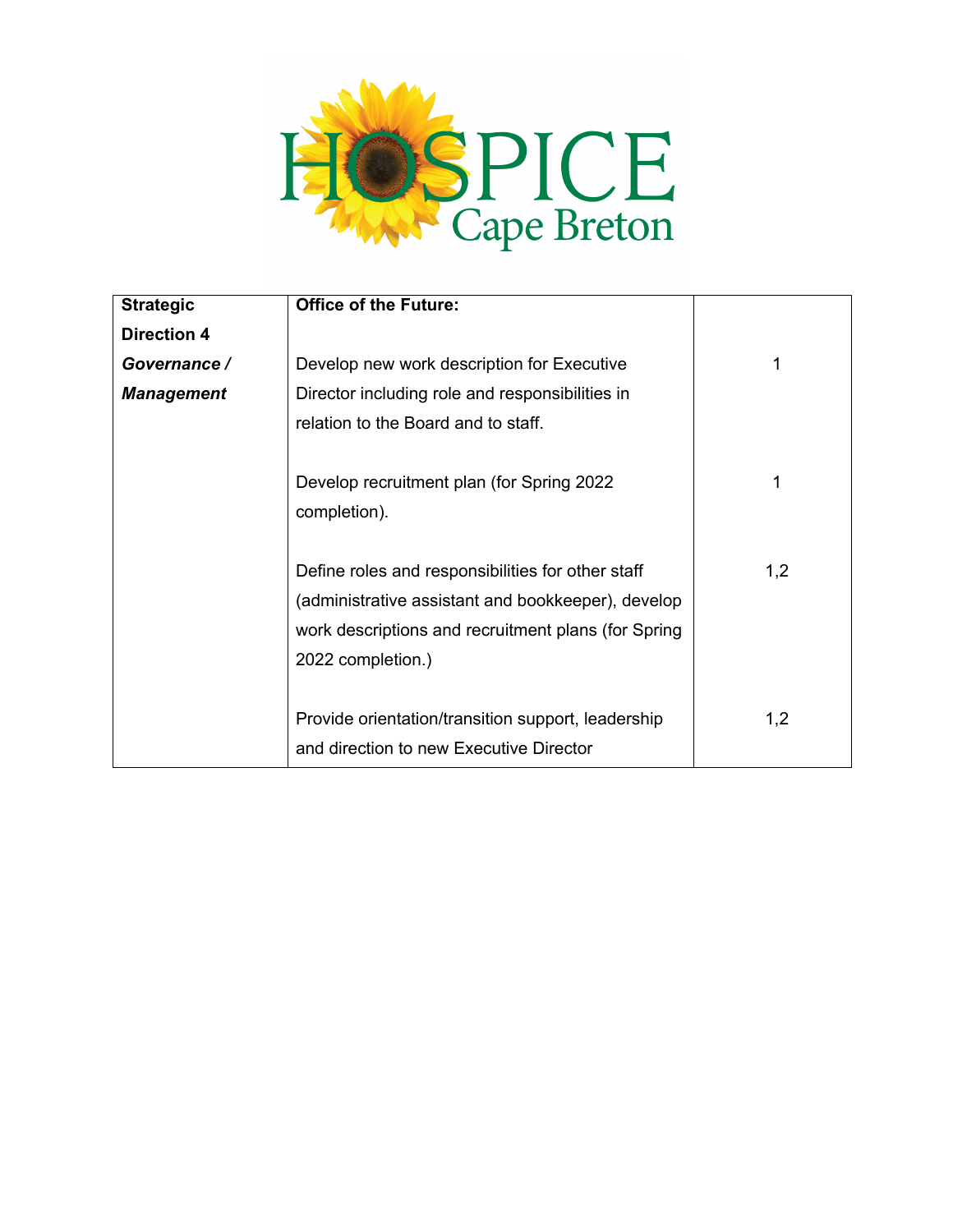| | | |
|---|---|---|
| **Strategic Direction 4** ***Governance / Management*** | **Office of the Future:** | |
| | Develop new work description for Executive Director including role and responsibilities in relation to the Board and to staff. | 1 |
| | Develop recruitment plan (for Spring 2022 completion). | 1 |
| | Define roles and responsibilities for other staff (administrative assistant and bookkeeper), develop work descriptions and recruitment plans (for Spring 2022 completion.) | 1,2 |
| | Provide orientation/transition support, leadership and direction to new Executive Director | 1,2 |